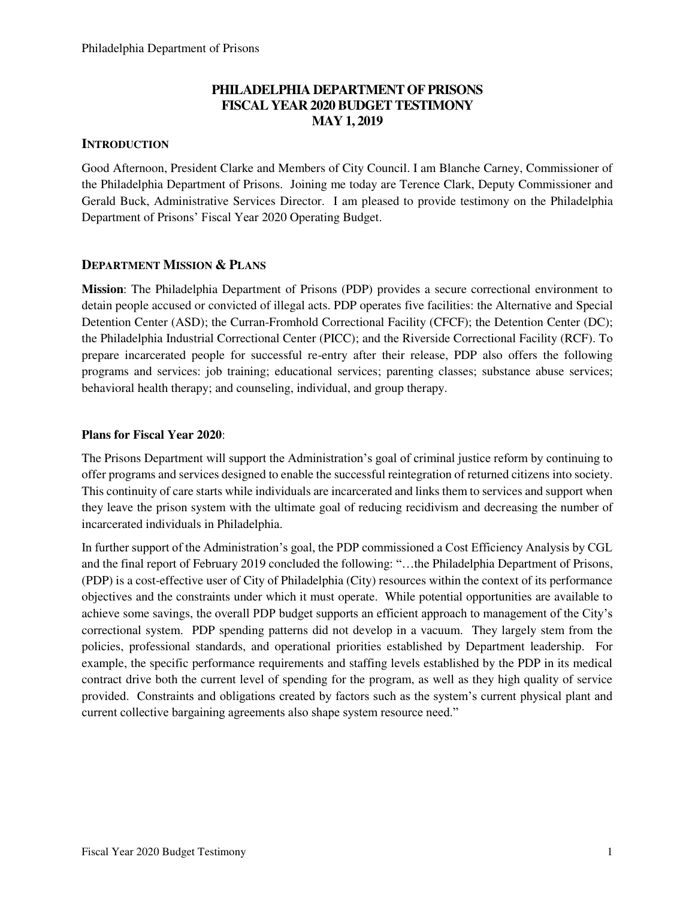# PHILADELPHIA DEPARTMENT OF PRISONS
# FISCAL YEAR 2020 BUDGET TESTIMONY
# MAY 1, 2019

## INTRODUCTION

Good Afternoon, President Clarke and Members of City Council. I am Blanche Carney, Commissioner of the Philadelphia Department of Prisons. Joining me today are Terence Clark, Deputy Commissioner and Gerald Buck, Administrative Services Director. I am pleased to provide testimony on the Philadelphia Department of Prisons' Fiscal Year 2020 Operating Budget.

## DEPARTMENT MISSION & PLANS

**Mission**: The Philadelphia Department of Prisons (PDP) provides a secure correctional environment to detain people accused or convicted of illegal acts. PDP operates five facilities: the Alternative and Special Detention Center (ASD); the Curran-Fromhold Correctional Facility (CFCF); the Detention Center (DC); the Philadelphia Industrial Correctional Center (PICC); and the Riverside Correctional Facility (RCF). To prepare incarcerated people for successful re-entry after their release, PDP also offers the following programs and services: job training; educational services; parenting classes; substance abuse services; behavioral health therapy; and counseling, individual, and group therapy.

**Plans for Fiscal Year 2020**:

The Prisons Department will support the Administration's goal of criminal justice reform by continuing to offer programs and services designed to enable the successful reintegration of returned citizens into society. This continuity of care starts while individuals are incarcerated and links them to services and support when they leave the prison system with the ultimate goal of reducing recidivism and decreasing the number of incarcerated individuals in Philadelphia.

In further support of the Administration's goal, the PDP commissioned a Cost Efficiency Analysis by CGL and the final report of February 2019 concluded the following: "…the Philadelphia Department of Prisons, (PDP) is a cost-effective user of City of Philadelphia (City) resources within the context of its performance objectives and the constraints under which it must operate. While potential opportunities are available to achieve some savings, the overall PDP budget supports an efficient approach to management of the City's correctional system. PDP spending patterns did not develop in a vacuum. They largely stem from the policies, professional standards, and operational priorities established by Department leadership. For example, the specific performance requirements and staffing levels established by the PDP in its medical contract drive both the current level of spending for the program, as well as they high quality of service provided. Constraints and obligations created by factors such as the system's current physical plant and current collective bargaining agreements also shape system resource need."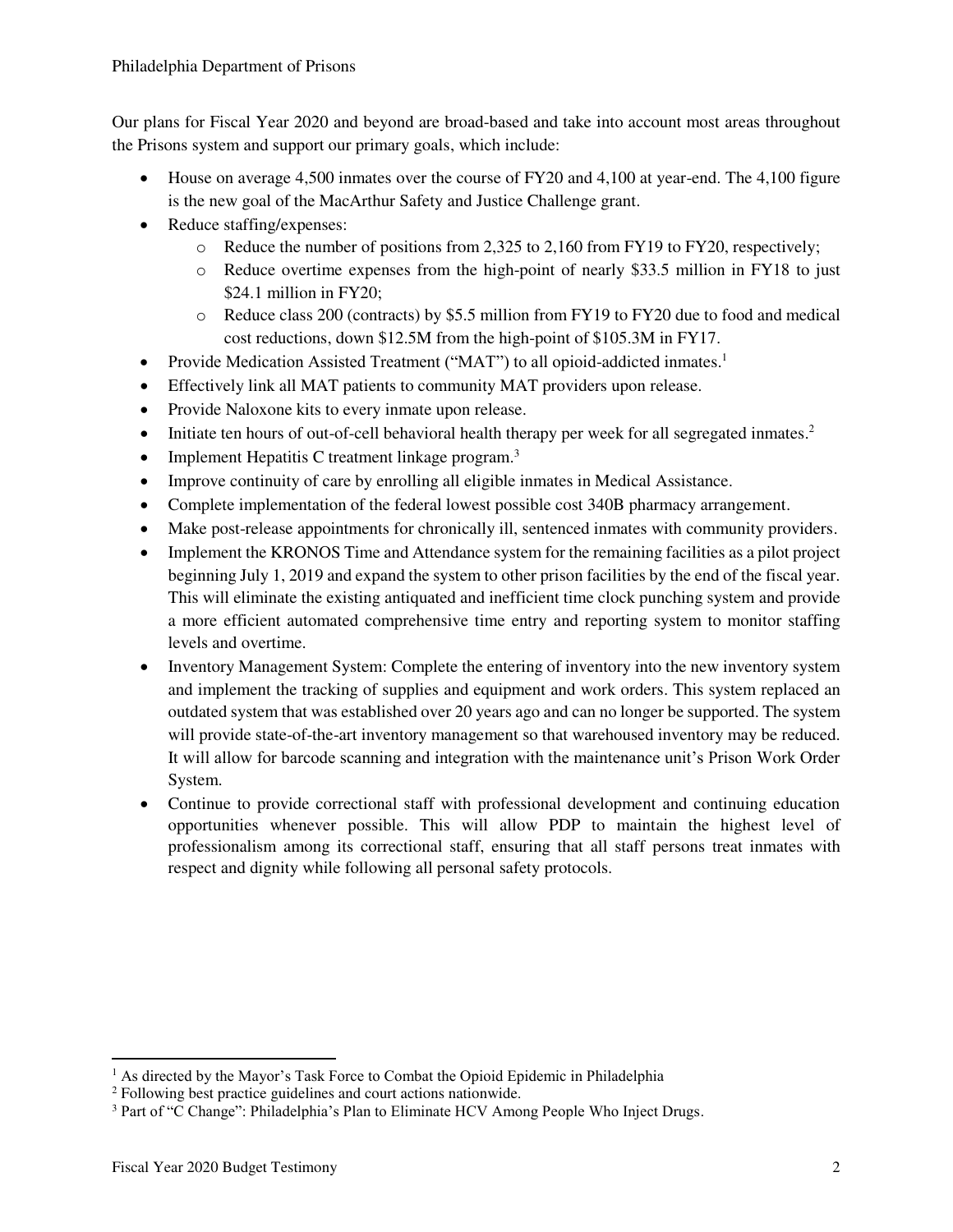Our plans for Fiscal Year 2020 and beyond are broad-based and take into account most areas throughout the Prisons system and support our primary goals, which include:

- House on average 4,500 inmates over the course of FY20 and 4,100 at year-end. The 4,100 figure is the new goal of the MacArthur Safety and Justice Challenge grant.
- Reduce staffing/expenses:
  - Reduce the number of positions from 2,325 to 2,160 from FY19 to FY20, respectively;
  - Reduce overtime expenses from the high-point of nearly $33.5 million in FY18 to just $24.1 million in FY20;
  - Reduce class 200 (contracts) by $5.5 million from FY19 to FY20 due to food and medical cost reductions, down $12.5M from the high-point of $105.3M in FY17.
- Provide Medication Assisted Treatment ("MAT") to all opioid-addicted inmates.[1]
- Effectively link all MAT patients to community MAT providers upon release.
- Provide Naloxone kits to every inmate upon release.
- Initiate ten hours of out-of-cell behavioral health therapy per week for all segregated inmates.[2]
- Implement Hepatitis C treatment linkage program.[3]
- Improve continuity of care by enrolling all eligible inmates in Medical Assistance.
- Complete implementation of the federal lowest possible cost 340B pharmacy arrangement.
- Make post-release appointments for chronically ill, sentenced inmates with community providers.
- Implement the KRONOS Time and Attendance system for the remaining facilities as a pilot project beginning July 1, 2019 and expand the system to other prison facilities by the end of the fiscal year. This will eliminate the existing antiquated and inefficient time clock punching system and provide a more efficient automated comprehensive time entry and reporting system to monitor staffing levels and overtime.
- Inventory Management System: Complete the entering of inventory into the new inventory system and implement the tracking of supplies and equipment and work orders. This system replaced an outdated system that was established over 20 years ago and can no longer be supported. The system will provide state-of-the-art inventory management so that warehoused inventory may be reduced. It will allow for barcode scanning and integration with the maintenance unit's Prison Work Order System.
- Continue to provide correctional staff with professional development and continuing education opportunities whenever possible. This will allow PDP to maintain the highest level of professionalism among its correctional staff, ensuring that all staff persons treat inmates with respect and dignity while following all personal safety protocols.

---

[1] As directed by the Mayor's Task Force to Combat the Opioid Epidemic in Philadelphia

[2] Following best practice guidelines and court actions nationwide.

[3] Part of "C Change": Philadelphia's Plan to Eliminate HCV Among People Who Inject Drugs.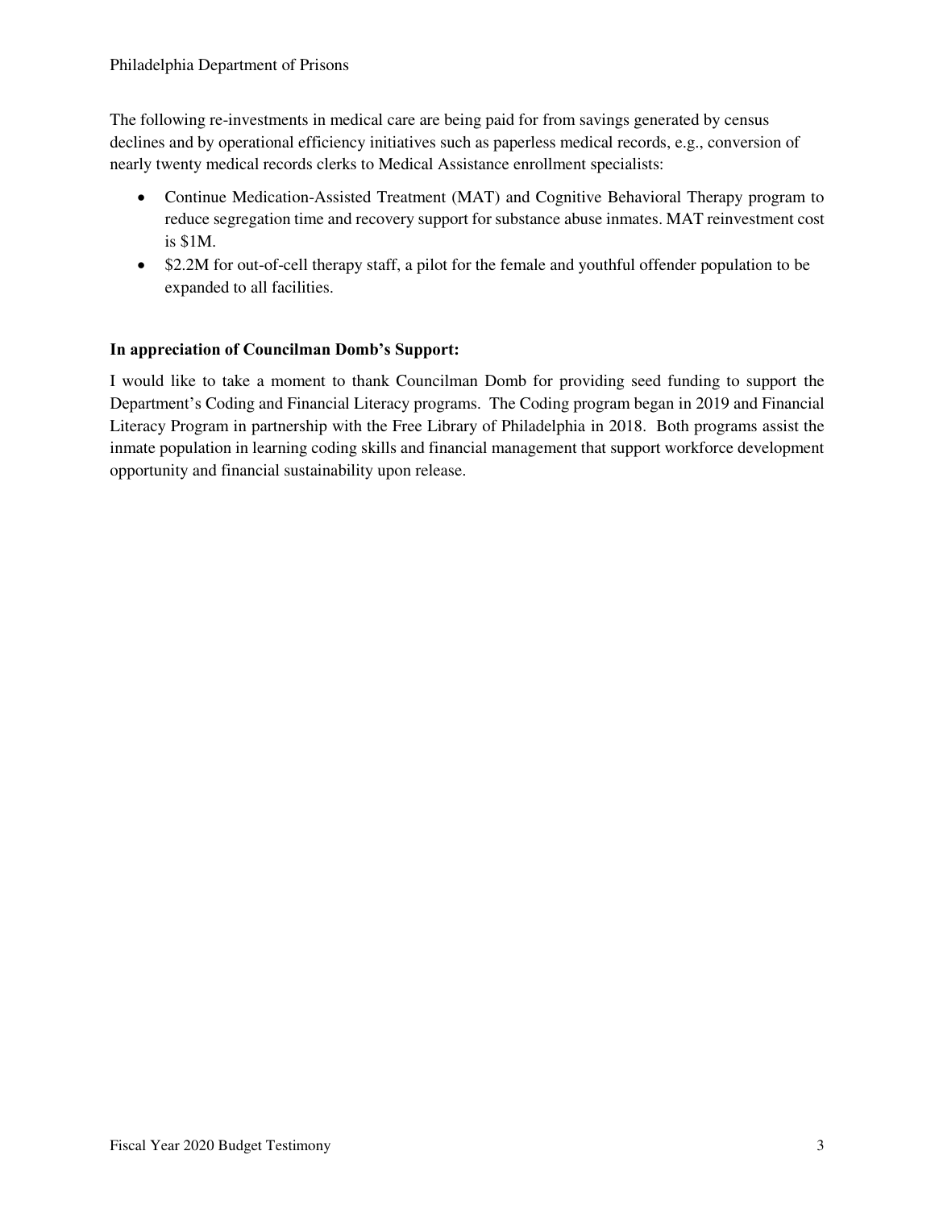The following re-investments in medical care are being paid for from savings generated by census declines and by operational efficiency initiatives such as paperless medical records, e.g., conversion of nearly twenty medical records clerks to Medical Assistance enrollment specialists:

- Continue Medication-Assisted Treatment (MAT) and Cognitive Behavioral Therapy program to reduce segregation time and recovery support for substance abuse inmates. MAT reinvestment cost is $1M.
- $2.2M for out-of-cell therapy staff, a pilot for the female and youthful offender population to be expanded to all facilities.

**In appreciation of Councilman Domb's Support:**

I would like to take a moment to thank Councilman Domb for providing seed funding to support the Department's Coding and Financial Literacy programs. The Coding program began in 2019 and Financial Literacy Program in partnership with the Free Library of Philadelphia in 2018. Both programs assist the inmate population in learning coding skills and financial management that support workforce development opportunity and financial sustainability upon release.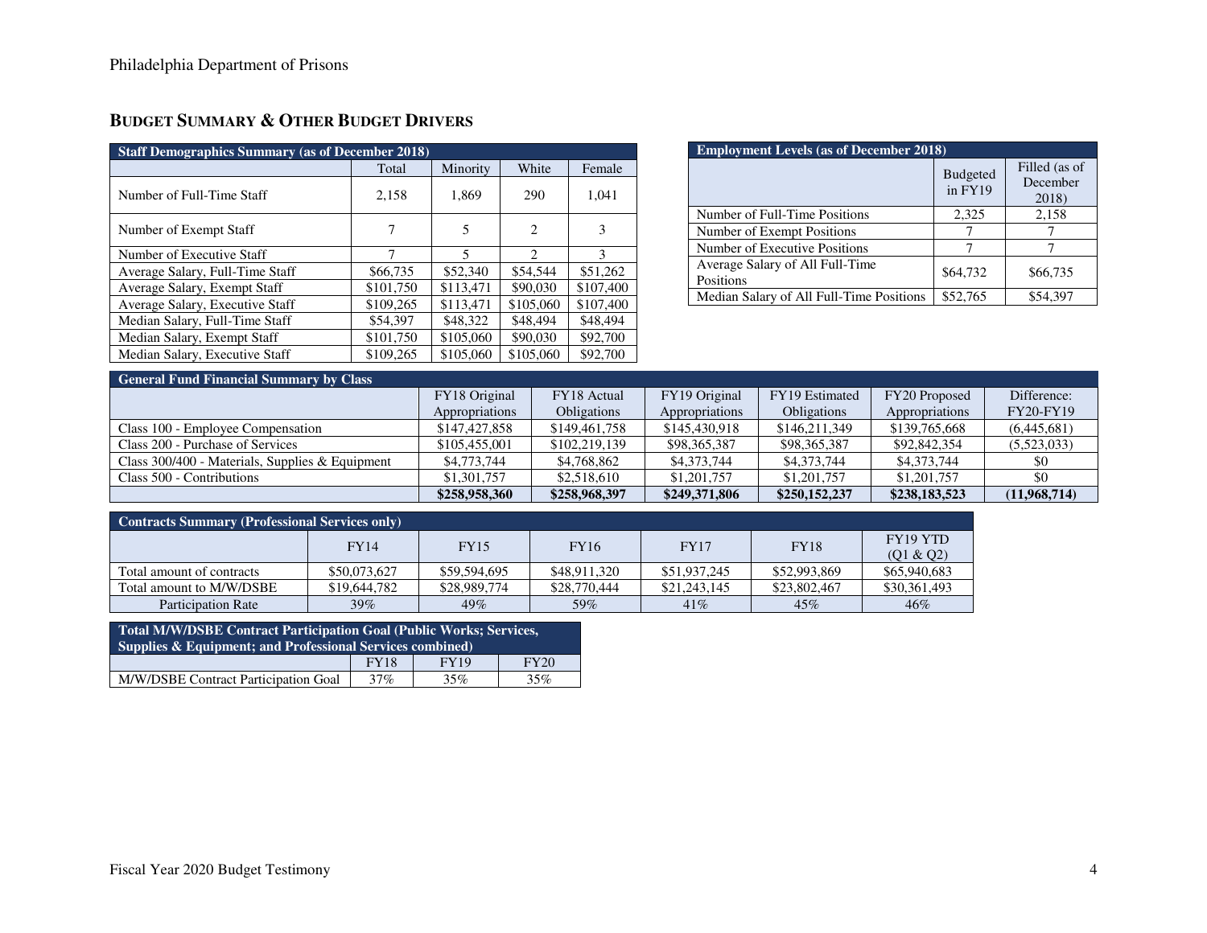## BUDGET SUMMARY & OTHER BUDGET DRIVERS

| Staff Demographics Summary (as of December 2018) | | | | |
|---|---|---|---|---|
| | Total | Minority | White | Female |
| Number of Full-Time Staff | 2,158 | 1,869 | 290 | 1,041 |
| Number of Exempt Staff | 7 | 5 | 2 | 3 |
| Number of Executive Staff | 7 | 5 | 2 | 3 |
| Average Salary, Full-Time Staff | $66,735 | $52,340 | $54,544 | $51,262 |
| Average Salary, Exempt Staff | $101,750 | $113,471 | $90,030 | $107,400 |
| Average Salary, Executive Staff | $109,265 | $113,471 | $105,060 | $107,400 |
| Median Salary, Full-Time Staff | $54,397 | $48,322 | $48,494 | $48,494 |
| Median Salary, Exempt Staff | $101,750 | $105,060 | $90,030 | $92,700 |
| Median Salary, Executive Staff | $109,265 | $105,060 | $105,060 | $92,700 |

| Employment Levels (as of December 2018) | | |
|---|---|---|
| | Budgeted in FY19 | Filled (as of December 2018) |
| Number of Full-Time Positions | 2,325 | 2,158 |
| Number of Exempt Positions | 7 | 7 |
| Number of Executive Positions | 7 | 7 |
| Average Salary of All Full-Time Positions | $64,732 | $66,735 |
| Median Salary of All Full-Time Positions | $52,765 | $54,397 |

| General Fund Financial Summary by Class | | | | | | |
|---|---|---|---|---|---|---|
| | FY18 Original Appropriations | FY18 Actual Obligations | FY19 Original Appropriations | FY19 Estimated Obligations | FY20 Proposed Appropriations | Difference: FY20-FY19 |
| Class 100 - Employee Compensation | $147,427,858 | $149,461,758 | $145,430,918 | $146,211,349 | $139,765,668 | (6,445,681) |
| Class 200 - Purchase of Services | $105,455,001 | $102,219,139 | $98,365,387 | $98,365,387 | $92,842,354 | (5,523,033) |
| Class 300/400 - Materials, Supplies & Equipment | $4,773,744 | $4,768,862 | $4,373,744 | $4,373,744 | $4,373,744 | $0 |
| Class 500 - Contributions | $1,301,757 | $2,518,610 | $1,201,757 | $1,201,757 | $1,201,757 | $0 |
| | **$258,958,360** | **$258,968,397** | **$249,371,806** | **$250,152,237** | **$238,183,523** | **(11,968,714)** |

| Contracts Summary (Professional Services only) | | | | | | |
|---|---|---|---|---|---|---|
| | FY14 | FY15 | FY16 | FY17 | FY18 | FY19 YTD (Q1 & Q2) |
| Total amount of contracts | $50,073,627 | $59,594,695 | $48,911,320 | $51,937,245 | $52,993,869 | $65,940,683 |
| Total amount to M/W/DSBE | $19,644,782 | $28,989,774 | $28,770,444 | $21,243,145 | $23,802,467 | $30,361,493 |
| Participation Rate | 39% | 49% | 59% | 41% | 45% | 46% |

| Total M/W/DSBE Contract Participation Goal (Public Works; Services, Supplies & Equipment; and Professional Services combined) | | | |
|---|---|---|---|
| | FY18 | FY19 | FY20 |
| M/W/DSBE Contract Participation Goal | 37% | 35% | 35% |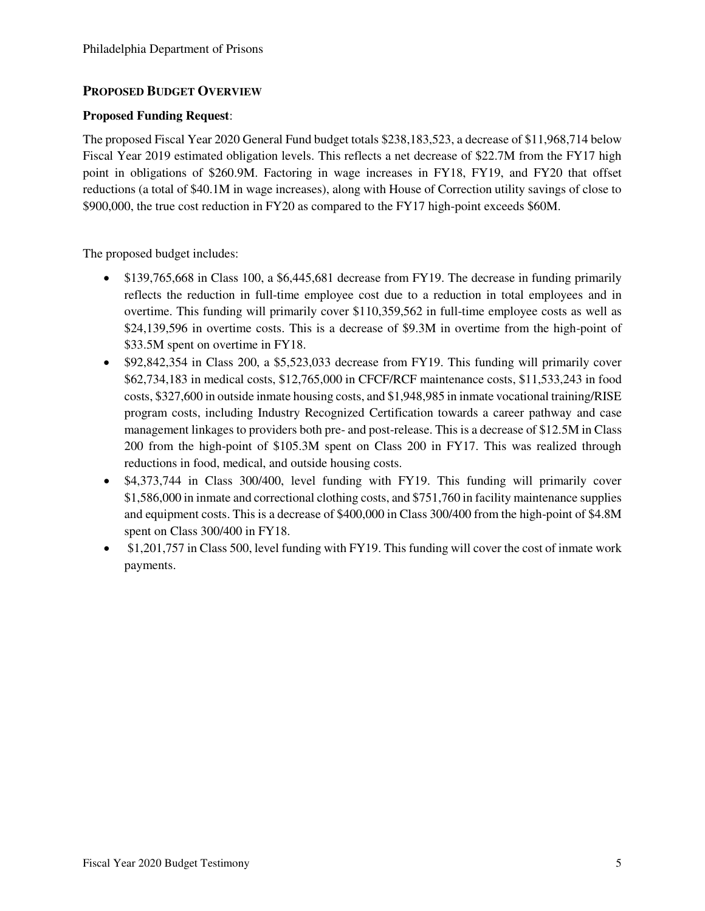## PROPOSED BUDGET OVERVIEW

**Proposed Funding Request**:

The proposed Fiscal Year 2020 General Fund budget totals $238,183,523, a decrease of $11,968,714 below Fiscal Year 2019 estimated obligation levels. This reflects a net decrease of $22.7M from the FY17 high point in obligations of $260.9M. Factoring in wage increases in FY18, FY19, and FY20 that offset reductions (a total of $40.1M in wage increases), along with House of Correction utility savings of close to $900,000, the true cost reduction in FY20 as compared to the FY17 high-point exceeds $60M.

The proposed budget includes:

- $139,765,668 in Class 100, a $6,445,681 decrease from FY19. The decrease in funding primarily reflects the reduction in full-time employee cost due to a reduction in total employees and in overtime. This funding will primarily cover $110,359,562 in full-time employee costs as well as $24,139,596 in overtime costs. This is a decrease of $9.3M in overtime from the high-point of $33.5M spent on overtime in FY18.
- $92,842,354 in Class 200, a $5,523,033 decrease from FY19. This funding will primarily cover $62,734,183 in medical costs, $12,765,000 in CFCF/RCF maintenance costs, $11,533,243 in food costs, $327,600 in outside inmate housing costs, and $1,948,985 in inmate vocational training/RISE program costs, including Industry Recognized Certification towards a career pathway and case management linkages to providers both pre- and post-release. This is a decrease of $12.5M in Class 200 from the high-point of $105.3M spent on Class 200 in FY17. This was realized through reductions in food, medical, and outside housing costs.
- $4,373,744 in Class 300/400, level funding with FY19. This funding will primarily cover $1,586,000 in inmate and correctional clothing costs, and $751,760 in facility maintenance supplies and equipment costs. This is a decrease of $400,000 in Class 300/400 from the high-point of $4.8M spent on Class 300/400 in FY18.
- $1,201,757 in Class 500, level funding with FY19. This funding will cover the cost of inmate work payments.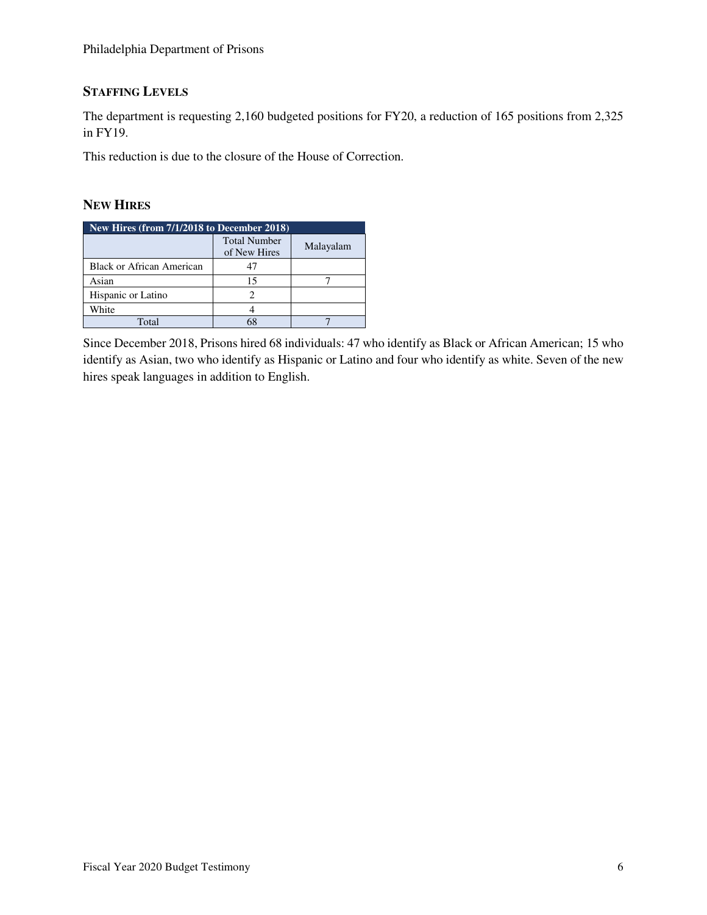## STAFFING LEVELS

The department is requesting 2,160 budgeted positions for FY20, a reduction of 165 positions from 2,325 in FY19.

This reduction is due to the closure of the House of Correction.

## NEW HIRES

| New Hires (from 7/1/2018 to December 2018) | | |
|---|---|---|
| | Total Number of New Hires | Malayalam |
| Black or African American | 47 | |
| Asian | 15 | 7 |
| Hispanic or Latino | 2 | |
| White | 4 | |
| Total | 68 | 7 |

Since December 2018, Prisons hired 68 individuals: 47 who identify as Black or African American; 15 who identify as Asian, two who identify as Hispanic or Latino and four who identify as white. Seven of the new hires speak languages in addition to English.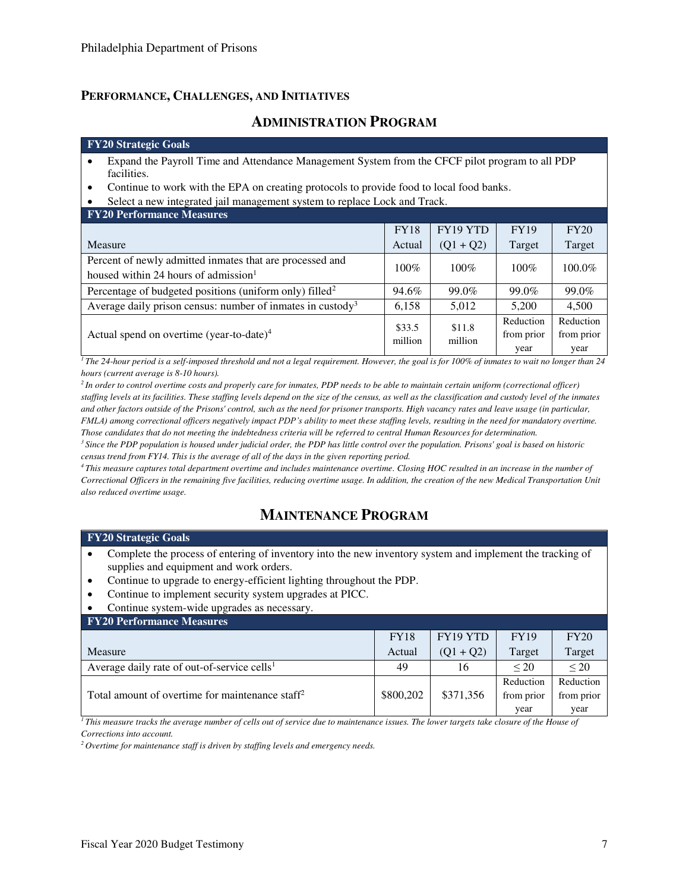## PERFORMANCE, CHALLENGES, AND INITIATIVES

### ADMINISTRATION PROGRAM

| **FY20 Strategic Goals** | | | | |
|---|---|---|---|---|

- Expand the Payroll Time and Attendance Management System from the CFCF pilot program to all PDP facilities.
- Continue to work with the EPA on creating protocols to provide food to local food banks.
- Select a new integrated jail management system to replace Lock and Track.

**FY20 Performance Measures**

| Measure | FY18 Actual | FY19 YTD (Q1 + Q2) | FY19 Target | FY20 Target |
|---|---|---|---|---|
| Percent of newly admitted inmates that are processed and housed within 24 hours of admission[1] | 100% | 100% | 100% | 100.0% |
| Percentage of budgeted positions (uniform only) filled[2] | 94.6% | 99.0% | 99.0% | 99.0% |
| Average daily prison census: number of inmates in custody[3] | 6,158 | 5,012 | 5,200 | 4,500 |
| Actual spend on overtime (year-to-date)[4] | $33.5 million | $11.8 million | Reduction from prior year | Reduction from prior year |

*[1] The 24-hour period is a self-imposed threshold and not a legal requirement. However, the goal is for 100% of inmates to wait no longer than 24 hours (current average is 8-10 hours).*

*[2] In order to control overtime costs and properly care for inmates, PDP needs to be able to maintain certain uniform (correctional officer) staffing levels at its facilities. These staffing levels depend on the size of the census, as well as the classification and custody level of the inmates and other factors outside of the Prisons' control, such as the need for prisoner transports. High vacancy rates and leave usage (in particular, FMLA) among correctional officers negatively impact PDP's ability to meet these staffing levels, resulting in the need for mandatory overtime. Those candidates that do not meeting the indebtedness criteria will be referred to central Human Resources for determination.*

*[3] Since the PDP population is housed under judicial order, the PDP has little control over the population. Prisons' goal is based on historic census trend from FY14. This is the average of all of the days in the given reporting period.*

*[4] This measure captures total department overtime and includes maintenance overtime. Closing HOC resulted in an increase in the number of Correctional Officers in the remaining five facilities, reducing overtime usage. In addition, the creation of the new Medical Transportation Unit also reduced overtime usage.*

### MAINTENANCE PROGRAM

**FY20 Strategic Goals**

- Complete the process of entering of inventory into the new inventory system and implement the tracking of supplies and equipment and work orders.
- Continue to upgrade to energy-efficient lighting throughout the PDP.
- Continue to implement security system upgrades at PICC.
- Continue system-wide upgrades as necessary.

**FY20 Performance Measures**

| Measure | FY18 Actual | FY19 YTD (Q1 + Q2) | FY19 Target | FY20 Target |
|---|---|---|---|---|
| Average daily rate of out-of-service cells[1] | 49 | 16 | ≤ 20 | ≤ 20 |
| Total amount of overtime for maintenance staff[2] | $800,202 | $371,356 | Reduction from prior year | Reduction from prior year |

*[1] This measure tracks the average number of cells out of service due to maintenance issues. The lower targets take closure of the House of Corrections into account.*

*[2] Overtime for maintenance staff is driven by staffing levels and emergency needs.*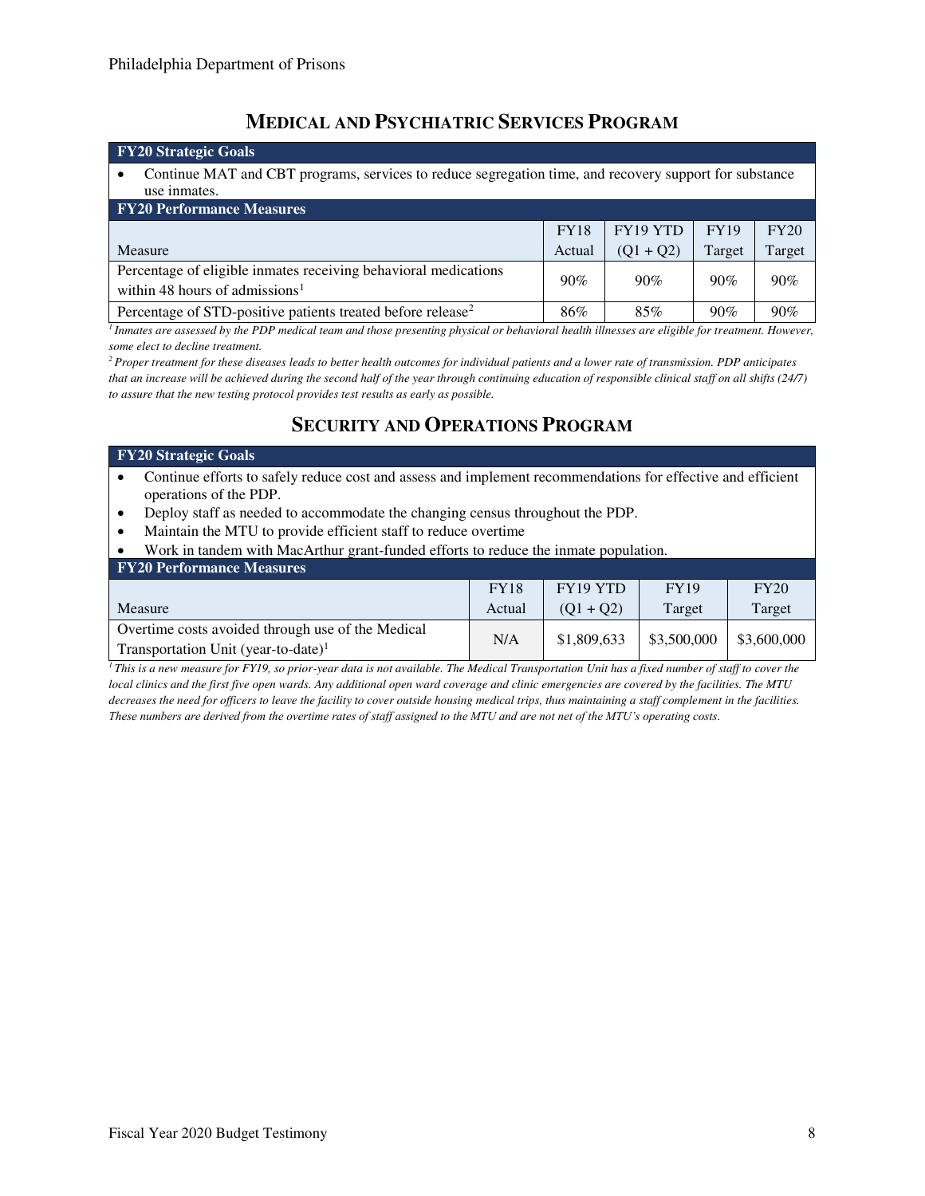## MEDICAL AND PSYCHIATRIC SERVICES PROGRAM

**FY20 Strategic Goals**

- Continue MAT and CBT programs, services to reduce segregation time, and recovery support for substance use inmates.

**FY20 Performance Measures**

| Measure | FY18 Actual | FY19 YTD (Q1 + Q2) | FY19 Target | FY20 Target |
|---|---|---|---|---|
| Percentage of eligible inmates receiving behavioral medications within 48 hours of admissions[1] | 90% | 90% | 90% | 90% |
| Percentage of STD-positive patients treated before release[2] | 86% | 85% | 90% | 90% |

*[1] Inmates are assessed by the PDP medical team and those presenting physical or behavioral health illnesses are eligible for treatment. However, some elect to decline treatment.*

*[2] Proper treatment for these diseases leads to better health outcomes for individual patients and a lower rate of transmission. PDP anticipates that an increase will be achieved during the second half of the year through continuing education of responsible clinical staff on all shifts (24/7) to assure that the new testing protocol provides test results as early as possible.*

## SECURITY AND OPERATIONS PROGRAM

**FY20 Strategic Goals**

- Continue efforts to safely reduce cost and assess and implement recommendations for effective and efficient operations of the PDP.
- Deploy staff as needed to accommodate the changing census throughout the PDP.
- Maintain the MTU to provide efficient staff to reduce overtime
- Work in tandem with MacArthur grant-funded efforts to reduce the inmate population.

**FY20 Performance Measures**

| Measure | FY18 Actual | FY19 YTD (Q1 + Q2) | FY19 Target | FY20 Target |
|---|---|---|---|---|
| Overtime costs avoided through use of the Medical Transportation Unit (year-to-date)[1] | N/A | $1,809,633 | $3,500,000 | $3,600,000 |

*[1] This is a new measure for FY19, so prior-year data is not available. The Medical Transportation Unit has a fixed number of staff to cover the local clinics and the first five open wards. Any additional open ward coverage and clinic emergencies are covered by the facilities. The MTU decreases the need for officers to leave the facility to cover outside housing medical trips, thus maintaining a staff complement in the facilities. These numbers are derived from the overtime rates of staff assigned to the MTU and are not net of the MTU's operating costs.*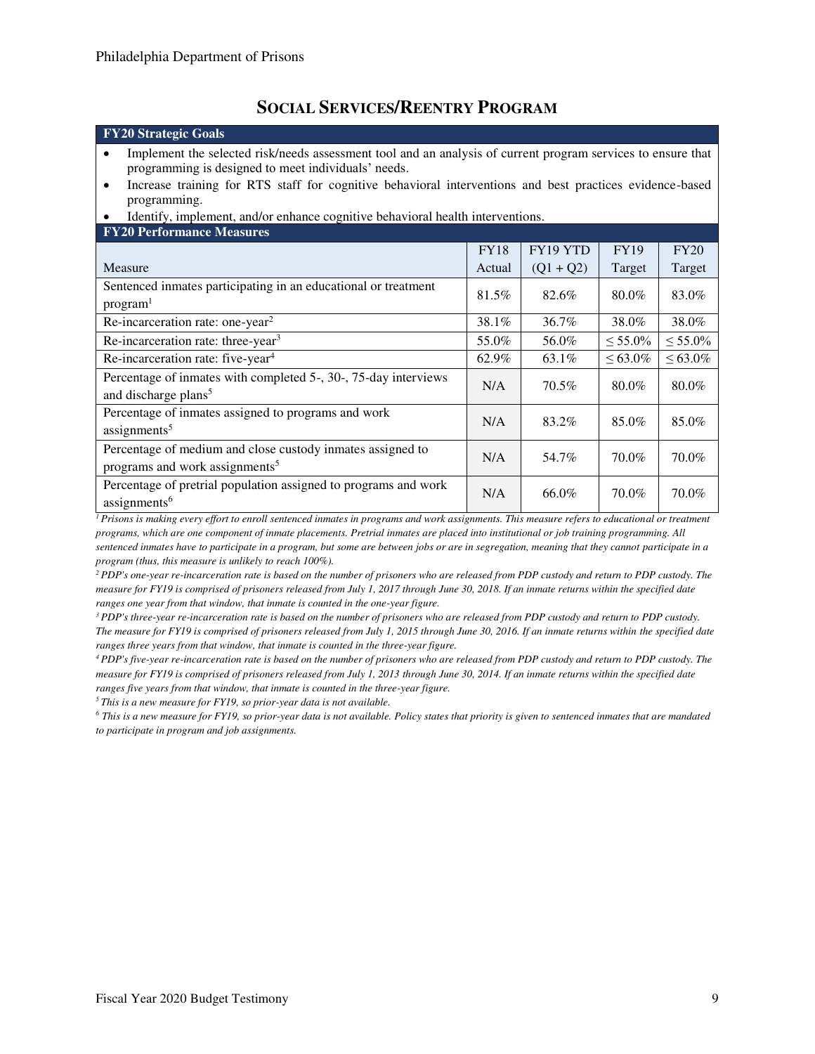## SOCIAL SERVICES/REENTRY PROGRAM

**FY20 Strategic Goals**

- Implement the selected risk/needs assessment tool and an analysis of current program services to ensure that programming is designed to meet individuals' needs.
- Increase training for RTS staff for cognitive behavioral interventions and best practices evidence-based programming.
- Identify, implement, and/or enhance cognitive behavioral health interventions.

**FY20 Performance Measures**

| Measure | FY18 Actual | FY19 YTD (Q1 + Q2) | FY19 Target | FY20 Target |
|---|---|---|---|---|
| Sentenced inmates participating in an educational or treatment program[1] | 81.5% | 82.6% | 80.0% | 83.0% |
| Re-incarceration rate: one-year[2] | 38.1% | 36.7% | 38.0% | 38.0% |
| Re-incarceration rate: three-year[3] | 55.0% | 56.0% | ≤ 55.0% | ≤ 55.0% |
| Re-incarceration rate: five-year[4] | 62.9% | 63.1% | ≤ 63.0% | ≤ 63.0% |
| Percentage of inmates with completed 5-, 30-, 75-day interviews and discharge plans[5] | N/A | 70.5% | 80.0% | 80.0% |
| Percentage of inmates assigned to programs and work assignments[5] | N/A | 83.2% | 85.0% | 85.0% |
| Percentage of medium and close custody inmates assigned to programs and work assignments[5] | N/A | 54.7% | 70.0% | 70.0% |
| Percentage of pretrial population assigned to programs and work assignments[6] | N/A | 66.0% | 70.0% | 70.0% |

*[1] Prisons is making every effort to enroll sentenced inmates in programs and work assignments. This measure refers to educational or treatment programs, which are one component of inmate placements. Pretrial inmates are placed into institutional or job training programming. All sentenced inmates have to participate in a program, but some are between jobs or are in segregation, meaning that they cannot participate in a program (thus, this measure is unlikely to reach 100%).*

*[2] PDP's one-year re-incarceration rate is based on the number of prisoners who are released from PDP custody and return to PDP custody. The measure for FY19 is comprised of prisoners released from July 1, 2017 through June 30, 2018. If an inmate returns within the specified date ranges one year from that window, that inmate is counted in the one-year figure.*

*[3] PDP's three-year re-incarceration rate is based on the number of prisoners who are released from PDP custody and return to PDP custody. The measure for FY19 is comprised of prisoners released from July 1, 2015 through June 30, 2016. If an inmate returns within the specified date ranges three years from that window, that inmate is counted in the three-year figure.*

*[4] PDP's five-year re-incarceration rate is based on the number of prisoners who are released from PDP custody and return to PDP custody. The measure for FY19 is comprised of prisoners released from July 1, 2013 through June 30, 2014. If an inmate returns within the specified date ranges five years from that window, that inmate is counted in the three-year figure.*

*[5] This is a new measure for FY19, so prior-year data is not available.*

*[6] This is a new measure for FY19, so prior-year data is not available. Policy states that priority is given to sentenced inmates that are mandated to participate in program and job assignments.*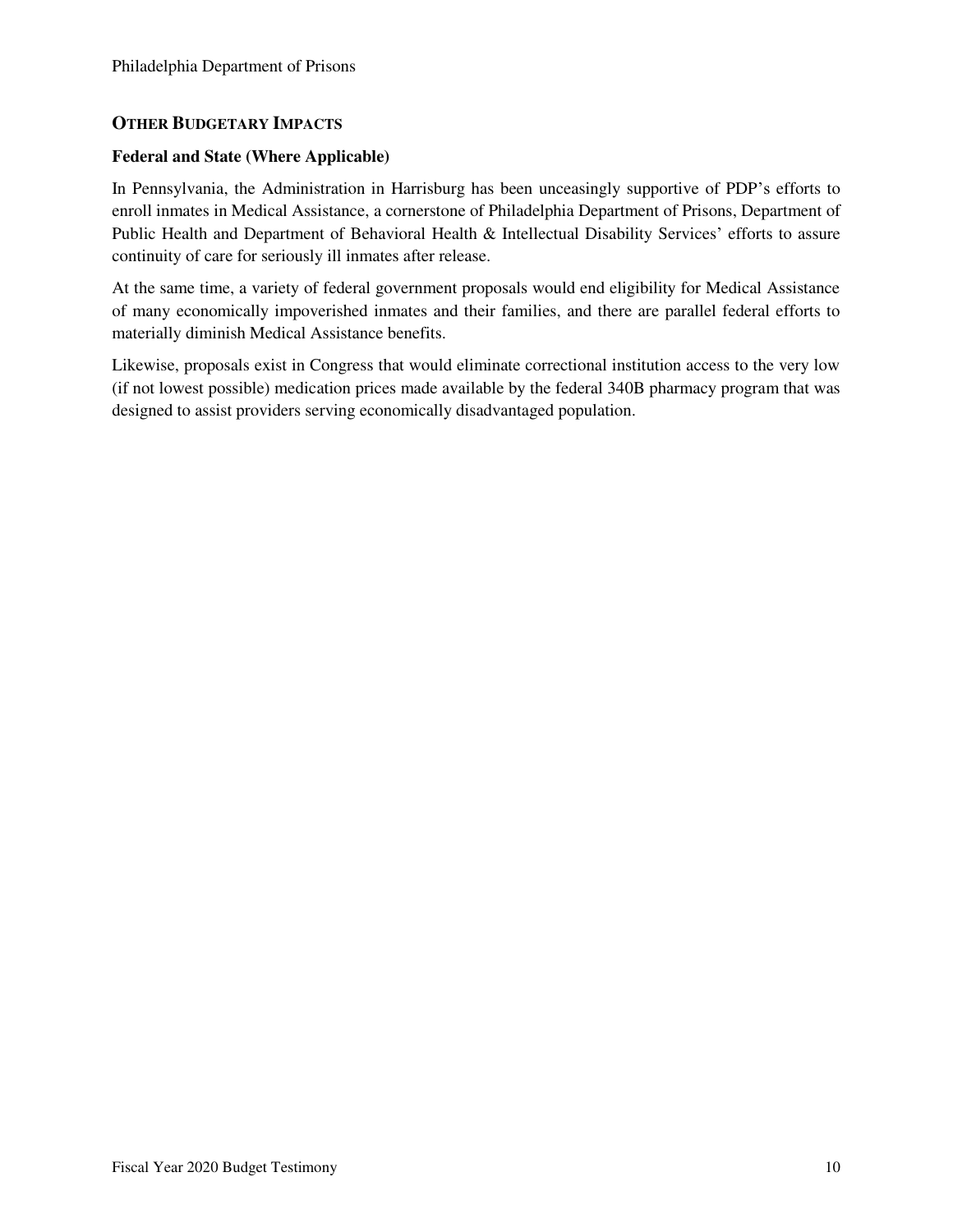## OTHER BUDGETARY IMPACTS

### Federal and State (Where Applicable)

In Pennsylvania, the Administration in Harrisburg has been unceasingly supportive of PDP's efforts to enroll inmates in Medical Assistance, a cornerstone of Philadelphia Department of Prisons, Department of Public Health and Department of Behavioral Health & Intellectual Disability Services' efforts to assure continuity of care for seriously ill inmates after release.

At the same time, a variety of federal government proposals would end eligibility for Medical Assistance of many economically impoverished inmates and their families, and there are parallel federal efforts to materially diminish Medical Assistance benefits.

Likewise, proposals exist in Congress that would eliminate correctional institution access to the very low (if not lowest possible) medication prices made available by the federal 340B pharmacy program that was designed to assist providers serving economically disadvantaged population.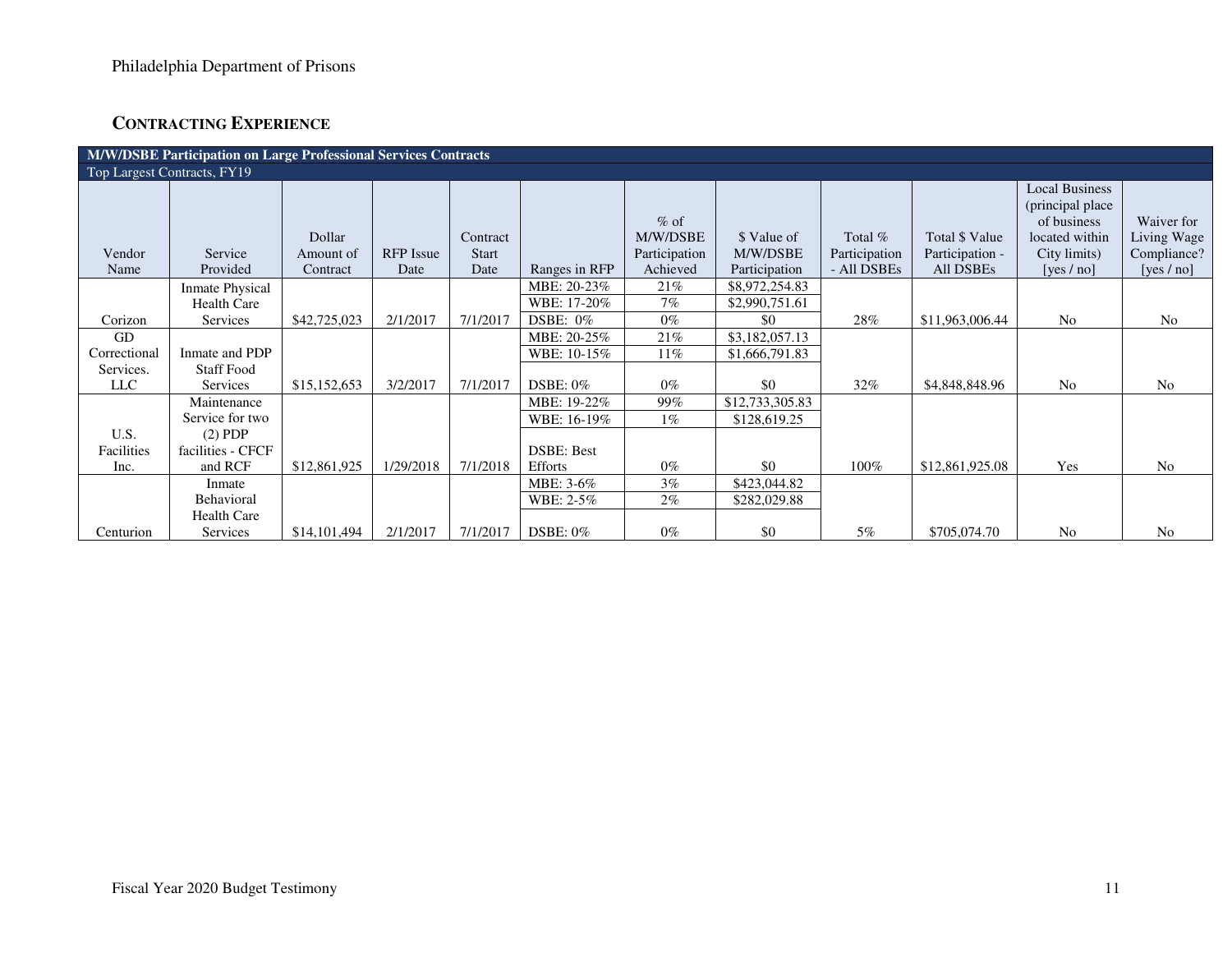## CONTRACTING EXPERIENCE

| M/W/DSBE Participation on Large Professional Services Contracts | | | | | | | | | | | |
|---|---|---|---|---|---|---|---|---|---|---|---|
| Top Largest Contracts, FY19 | | | | | | | | | | | |
| Vendor Name | Service Provided | Dollar Amount of Contract | RFP Issue Date | Contract Start Date | Ranges in RFP | % of M/W/DSBE Participation Achieved | $ Value of M/W/DSBE Participation | Total % Participation - All DSBEs | Total $ Value Participation - All DSBEs | Local Business (principal place of business located within City limits) [yes / no] | Waiver for Living Wage Compliance? [yes / no] |
| Corizon | Inmate Physical Health Care Services | $42,725,023 | 2/1/2017 | 7/1/2017 | MBE: 20-23% | 21% | $8,972,254.83 | 28% | $11,963,006.44 | No | No |
| | | | | | WBE: 17-20% | 7% | $2,990,751.61 | | | | |
| | | | | | DSBE: 0% | 0% | $0 | | | | |
| GD Correctional Services. LLC | Inmate and PDP Staff Food Services | $15,152,653 | 3/2/2017 | 7/1/2017 | MBE: 20-25% | 21% | $3,182,057.13 | 32% | $4,848,848.96 | No | No |
| | | | | | WBE: 10-15% | 11% | $1,666,791.83 | | | | |
| | | | | | DSBE: 0% | 0% | $0 | | | | |
| U.S. Facilities Inc. | Maintenance Service for two (2) PDP facilities - CFCF and RCF | $12,861,925 | 1/29/2018 | 7/1/2018 | MBE: 19-22% | 99% | $12,733,305.83 | 100% | $12,861,925.08 | Yes | No |
| | | | | | WBE: 16-19% | 1% | $128,619.25 | | | | |
| | | | | | DSBE: Best Efforts | 0% | $0 | | | | |
| Centurion | Inmate Behavioral Health Care Services | $14,101,494 | 2/1/2017 | 7/1/2017 | MBE: 3-6% | 3% | $423,044.82 | 5% | $705,074.70 | No | No |
| | | | | | WBE: 2-5% | 2% | $282,029.88 | | | | |
| | | | | | DSBE: 0% | 0% | $0 | | | | |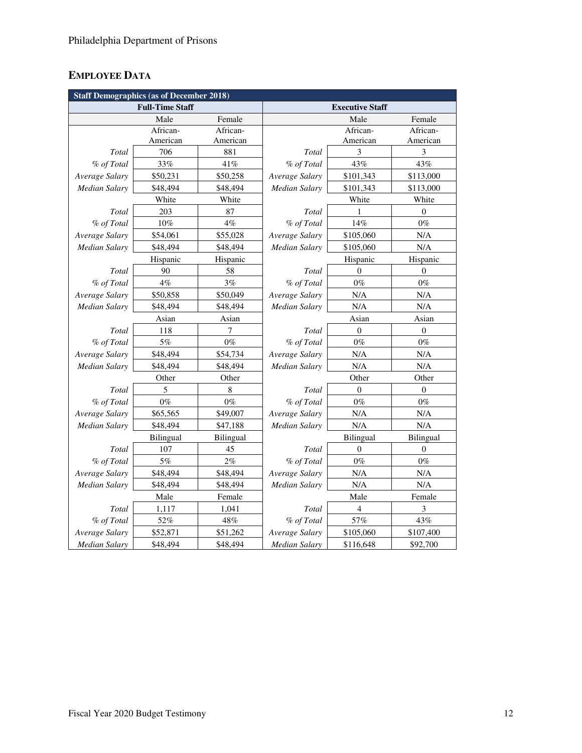## EMPLOYEE DATA

| Staff Demographics (as of December 2018) | | | | | |
|---|---|---|---|---|---|
| Full-Time Staff | | | Executive Staff | | |
| | Male | Female | | Male | Female |
| | African-American | African-American | | African-American | African-American |
| *Total* | 706 | 881 | *Total* | 3 | 3 |
| *% of Total* | 33% | 41% | *% of Total* | 43% | 43% |
| *Average Salary* | $50,231 | $50,258 | *Average Salary* | $101,343 | $113,000 |
| *Median Salary* | $48,494 | $48,494 | *Median Salary* | $101,343 | $113,000 |
| | White | White | | White | White |
| *Total* | 203 | 87 | *Total* | 1 | 0 |
| *% of Total* | 10% | 4% | *% of Total* | 14% | 0% |
| *Average Salary* | $54,061 | $55,028 | *Average Salary* | $105,060 | N/A |
| *Median Salary* | $48,494 | $48,494 | *Median Salary* | $105,060 | N/A |
| | Hispanic | Hispanic | | Hispanic | Hispanic |
| *Total* | 90 | 58 | *Total* | 0 | 0 |
| *% of Total* | 4% | 3% | *% of Total* | 0% | 0% |
| *Average Salary* | $50,858 | $50,049 | *Average Salary* | N/A | N/A |
| *Median Salary* | $48,494 | $48,494 | *Median Salary* | N/A | N/A |
| | Asian | Asian | | Asian | Asian |
| *Total* | 118 | 7 | *Total* | 0 | 0 |
| *% of Total* | 5% | 0% | *% of Total* | 0% | 0% |
| *Average Salary* | $48,494 | $54,734 | *Average Salary* | N/A | N/A |
| *Median Salary* | $48,494 | $48,494 | *Median Salary* | N/A | N/A |
| | Other | Other | | Other | Other |
| *Total* | 5 | 8 | *Total* | 0 | 0 |
| *% of Total* | 0% | 0% | *% of Total* | 0% | 0% |
| *Average Salary* | $65,565 | $49,007 | *Average Salary* | N/A | N/A |
| *Median Salary* | $48,494 | $47,188 | *Median Salary* | N/A | N/A |
| | Bilingual | Bilingual | | Bilingual | Bilingual |
| *Total* | 107 | 45 | *Total* | 0 | 0 |
| *% of Total* | 5% | 2% | *% of Total* | 0% | 0% |
| *Average Salary* | $48,494 | $48,494 | *Average Salary* | N/A | N/A |
| *Median Salary* | $48,494 | $48,494 | *Median Salary* | N/A | N/A |
| | Male | Female | | Male | Female |
| *Total* | 1,117 | 1,041 | *Total* | 4 | 3 |
| *% of Total* | 52% | 48% | *% of Total* | 57% | 43% |
| *Average Salary* | $52,871 | $51,262 | *Average Salary* | $105,060 | $107,400 |
| *Median Salary* | $48,494 | $48,494 | *Median Salary* | $116,648 | $92,700 |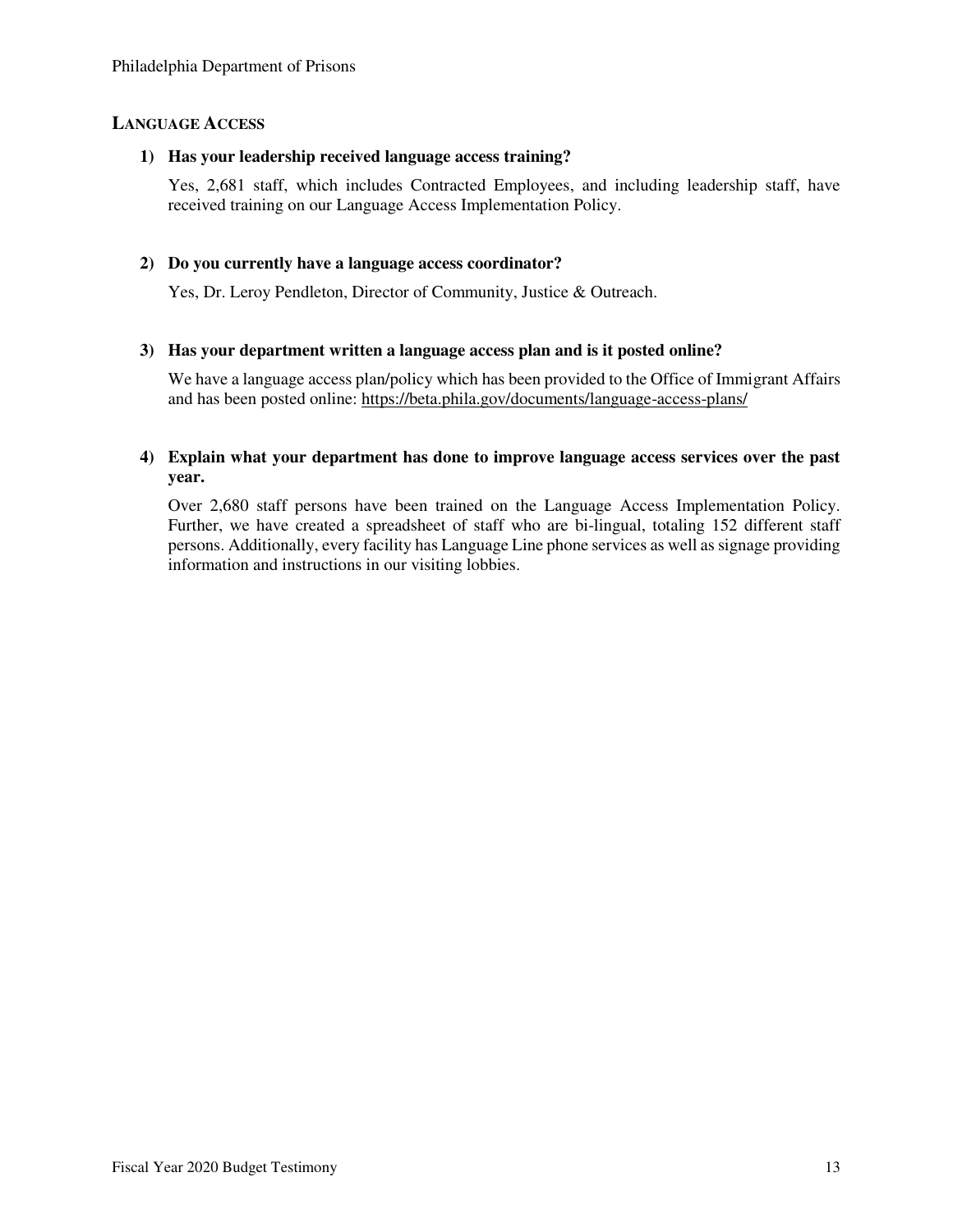## LANGUAGE ACCESS

**1) Has your leadership received language access training?**

Yes, 2,681 staff, which includes Contracted Employees, and including leadership staff, have received training on our Language Access Implementation Policy.

**2) Do you currently have a language access coordinator?**

Yes, Dr. Leroy Pendleton, Director of Community, Justice & Outreach.

**3) Has your department written a language access plan and is it posted online?**

We have a language access plan/policy which has been provided to the Office of Immigrant Affairs and has been posted online: https://beta.phila.gov/documents/language-access-plans/

**4) Explain what your department has done to improve language access services over the past year.**

Over 2,680 staff persons have been trained on the Language Access Implementation Policy. Further, we have created a spreadsheet of staff who are bi-lingual, totaling 152 different staff persons. Additionally, every facility has Language Line phone services as well as signage providing information and instructions in our visiting lobbies.